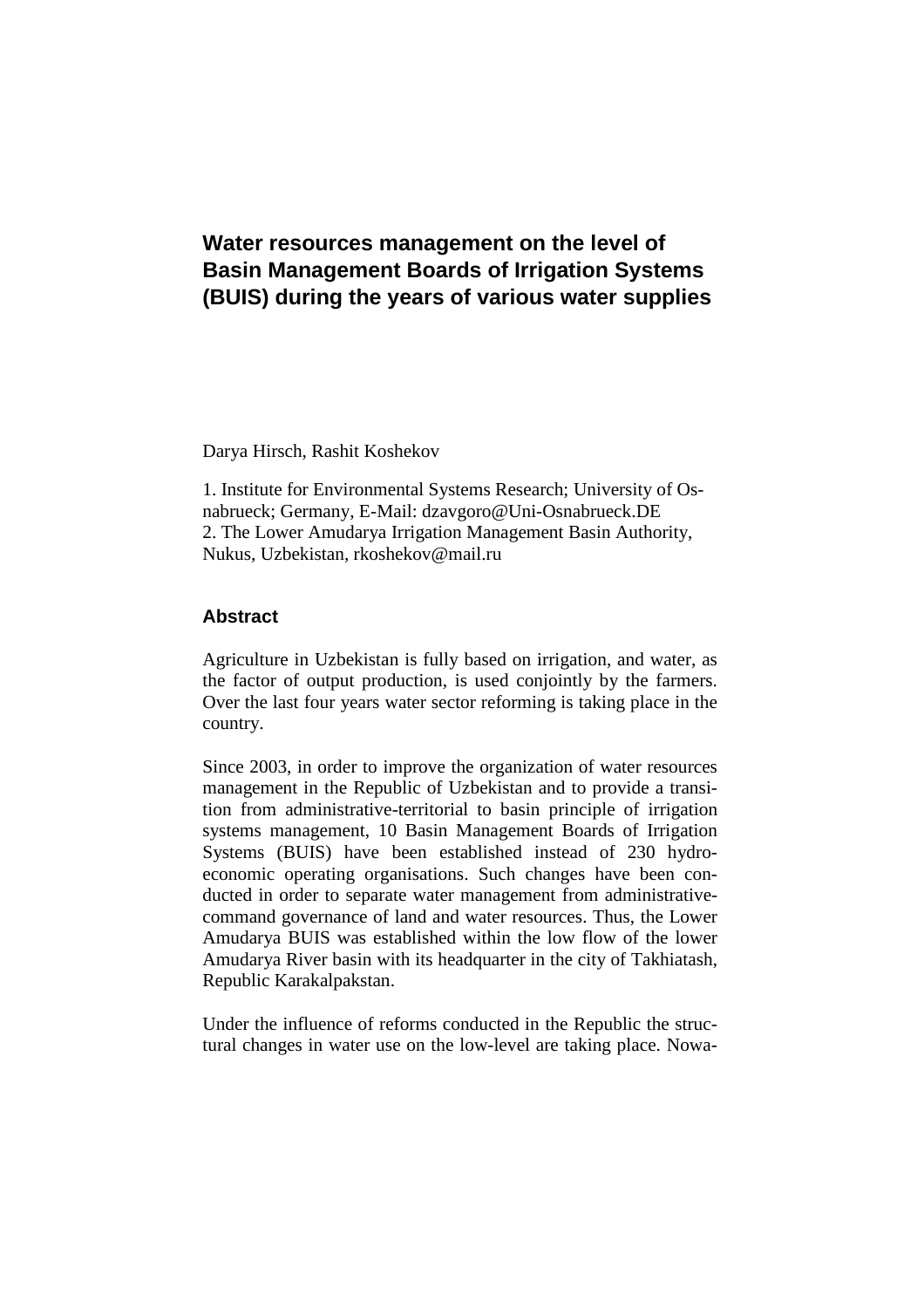# Water resources management on the level of Basin Management Boards of Irrigation Systems (BUIS) during the years of various water supplies

Darya Hirsch, Rashit Koshekov

1. Institute for Environmental Systems Research; University of Osnabrueck; Germany, E-Mail: dzavgoro@Uni-Osnabrueck.DE
2. The Lower Amudarya Irrigation Management Basin Authority, Nukus, Uzbekistan, rkoshekov@mail.ru

## Abstract

Agriculture in Uzbekistan is fully based on irrigation, and water, as the factor of output production, is used conjointly by the farmers. Over the last four years water sector reforming is taking place in the country.

Since 2003, in order to improve the organization of water resources management in the Republic of Uzbekistan and to provide a transition from administrative-territorial to basin principle of irrigation systems management, 10 Basin Management Boards of Irrigation Systems (BUIS) have been established instead of 230 hydro-economic operating organisations. Such changes have been conducted in order to separate water management from administrative-command governance of land and water resources. Thus, the Lower Amudarya BUIS was established within the low flow of the lower Amudarya River basin with its headquarter in the city of Takhiatash, Republic Karakalpakstan.

Under the influence of reforms conducted in the Republic the structural changes in water use on the low-level are taking place. Nowa-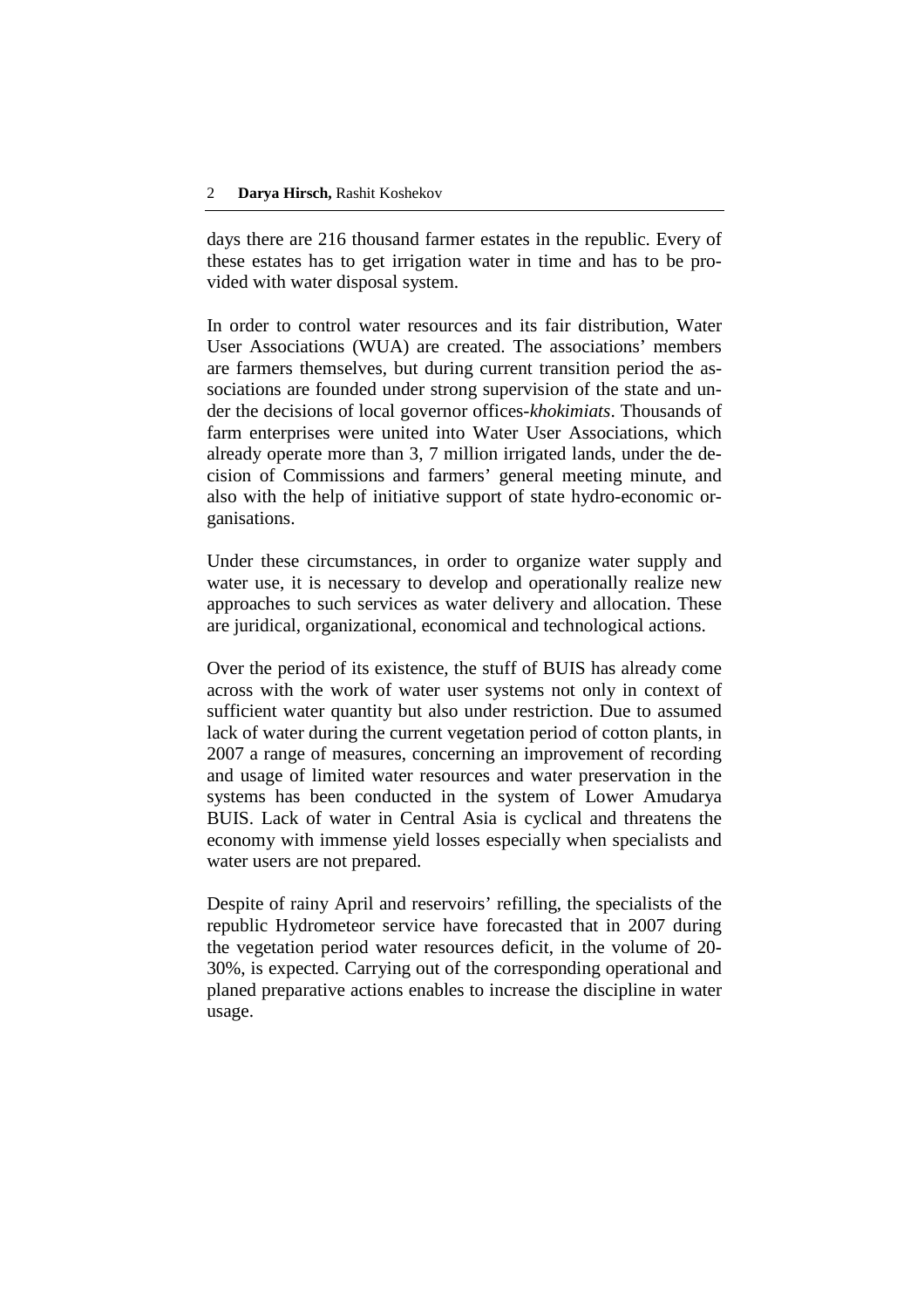days there are 216 thousand farmer estates in the republic. Every of these estates has to get irrigation water in time and has to be provided with water disposal system.

In order to control water resources and its fair distribution, Water User Associations (WUA) are created. The associations' members are farmers themselves, but during current transition period the associations are founded under strong supervision of the state and under the decisions of local governor offices-*khokimiats*. Thousands of farm enterprises were united into Water User Associations, which already operate more than 3, 7 million irrigated lands, under the decision of Commissions and farmers' general meeting minute, and also with the help of initiative support of state hydro-economic organisations.

Under these circumstances, in order to organize water supply and water use, it is necessary to develop and operationally realize new approaches to such services as water delivery and allocation. These are juridical, organizational, economical and technological actions.

Over the period of its existence, the stuff of BUIS has already come across with the work of water user systems not only in context of sufficient water quantity but also under restriction. Due to assumed lack of water during the current vegetation period of cotton plants, in 2007 a range of measures, concerning an improvement of recording and usage of limited water resources and water preservation in the systems has been conducted in the system of Lower Amudarya BUIS. Lack of water in Central Asia is cyclical and threatens the economy with immense yield losses especially when specialists and water users are not prepared.

Despite of rainy April and reservoirs' refilling, the specialists of the republic Hydrometeor service have forecasted that in 2007 during the vegetation period water resources deficit, in the volume of 20-30%, is expected. Carrying out of the corresponding operational and planed preparative actions enables to increase the discipline in water usage.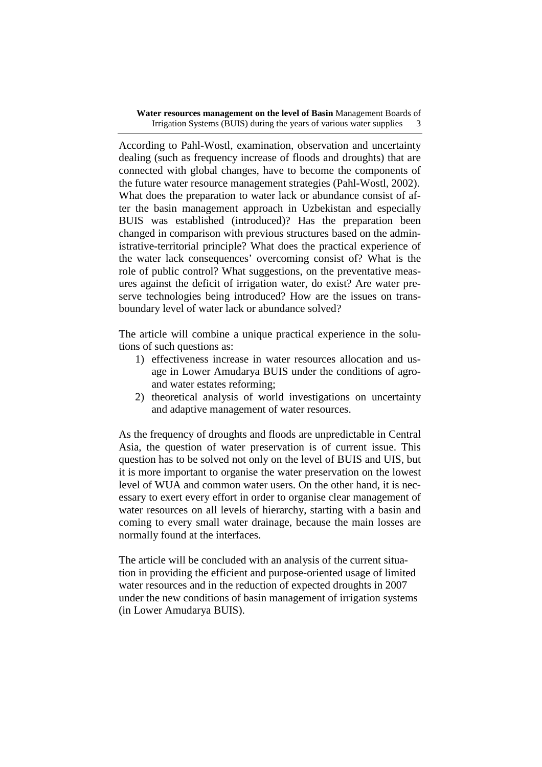According to Pahl-Wostl, examination, observation and uncertainty dealing (such as frequency increase of floods and droughts) that are connected with global changes, have to become the components of the future water resource management strategies (Pahl-Wostl, 2002). What does the preparation to water lack or abundance consist of after the basin management approach in Uzbekistan and especially BUIS was established (introduced)? Has the preparation been changed in comparison with previous structures based on the administrative-territorial principle? What does the practical experience of the water lack consequences' overcoming consist of? What is the role of public control? What suggestions, on the preventative measures against the deficit of irrigation water, do exist? Are water preserve technologies being introduced? How are the issues on transboundary level of water lack or abundance solved?

The article will combine a unique practical experience in the solutions of such questions as:

1) effectiveness increase in water resources allocation and usage in Lower Amudarya BUIS under the conditions of agro- and water estates reforming;
2) theoretical analysis of world investigations on uncertainty and adaptive management of water resources.

As the frequency of droughts and floods are unpredictable in Central Asia, the question of water preservation is of current issue. This question has to be solved not only on the level of BUIS and UIS, but it is more important to organise the water preservation on the lowest level of WUA and common water users. On the other hand, it is necessary to exert every effort in order to organise clear management of water resources on all levels of hierarchy, starting with a basin and coming to every small water drainage, because the main losses are normally found at the interfaces.

The article will be concluded with an analysis of the current situation in providing the efficient and purpose-oriented usage of limited water resources and in the reduction of expected droughts in 2007 under the new conditions of basin management of irrigation systems (in Lower Amudarya BUIS).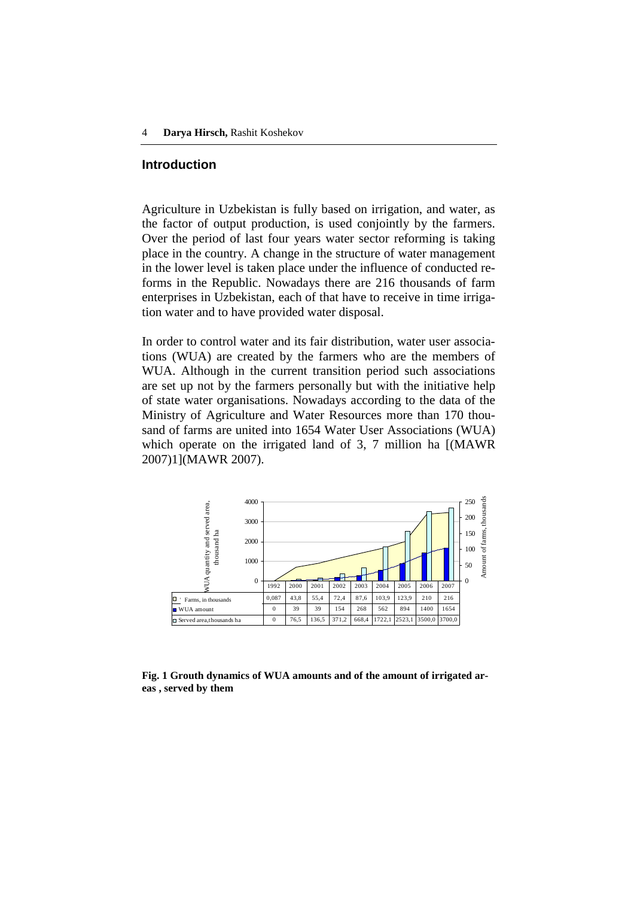## Introduction

Agriculture in Uzbekistan is fully based on irrigation, and water, as the factor of output production, is used conjointly by the farmers. Over the period of last four years water sector reforming is taking place in the country. A change in the structure of water management in the lower level is taken place under the influence of conducted reforms in the Republic. Nowadays there are 216 thousands of farm enterprises in Uzbekistan, each of that have to receive in time irrigation water and to have provided water disposal.

In order to control water and its fair distribution, water user associations (WUA) are created by the farmers who are the members of WUA. Although in the current transition period such associations are set up not by the farmers personally but with the initiative help of state water organisations. Nowadays according to the data of the Ministry of Agriculture and Water Resources more than 170 thousand of farms are united into 1654 Water User Associations (WUA) which operate on the irrigated land of 3, 7 million ha [(MAWR 2007)1](MAWR 2007).

| | 1992 | 2000 | 2001 | 2002 | 2003 | 2004 | 2005 | 2006 | 2007 |
|---|---|---|---|---|---|---|---|---|---|
| Farms, in thousands | 0,087 | 43,8 | 55,4 | 72,4 | 87,6 | 103,9 | 123,9 | 210 | 216 |
| WUA amount | 0 | 39 | 39 | 154 | 268 | 562 | 894 | 1400 | 1654 |
| Served area,thousands ha | 0 | 76,5 | 136,5 | 371,2 | 668,4 | 1722,1 | 2523,1 | 3500,0 | 3700,0 |

**Fig. 1 Grouth dynamics of WUA amounts and of the amount of irrigated areas , served by them**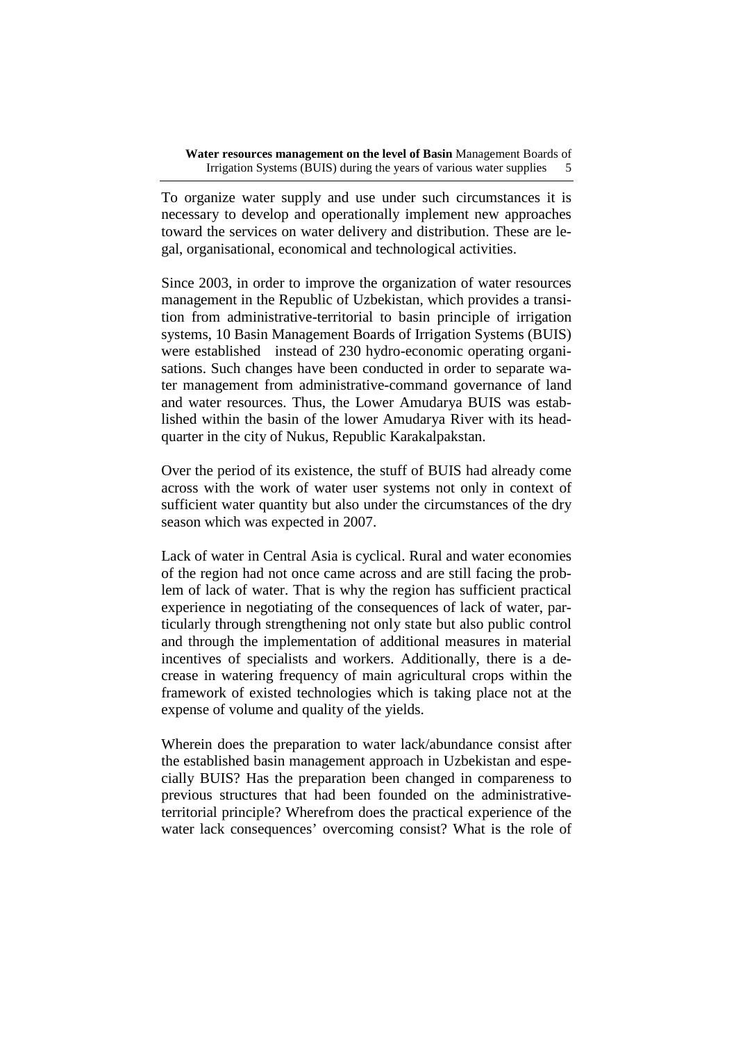To organize water supply and use under such circumstances it is necessary to develop and operationally implement new approaches toward the services on water delivery and distribution. These are legal, organisational, economical and technological activities.

Since 2003, in order to improve the organization of water resources management in the Republic of Uzbekistan, which provides a transition from administrative-territorial to basin principle of irrigation systems, 10 Basin Management Boards of Irrigation Systems (BUIS) were established instead of 230 hydro-economic operating organisations. Such changes have been conducted in order to separate water management from administrative-command governance of land and water resources. Thus, the Lower Amudarya BUIS was established within the basin of the lower Amudarya River with its headquarter in the city of Nukus, Republic Karakalpakstan.

Over the period of its existence, the stuff of BUIS had already come across with the work of water user systems not only in context of sufficient water quantity but also under the circumstances of the dry season which was expected in 2007.

Lack of water in Central Asia is cyclical. Rural and water economies of the region had not once came across and are still facing the problem of lack of water. That is why the region has sufficient practical experience in negotiating of the consequences of lack of water, particularly through strengthening not only state but also public control and through the implementation of additional measures in material incentives of specialists and workers. Additionally, there is a decrease in watering frequency of main agricultural crops within the framework of existed technologies which is taking place not at the expense of volume and quality of the yields.

Wherein does the preparation to water lack/abundance consist after the established basin management approach in Uzbekistan and especially BUIS? Has the preparation been changed in compareness to previous structures that had been founded on the administrative-territorial principle? Wherefrom does the practical experience of the water lack consequences' overcoming consist? What is the role of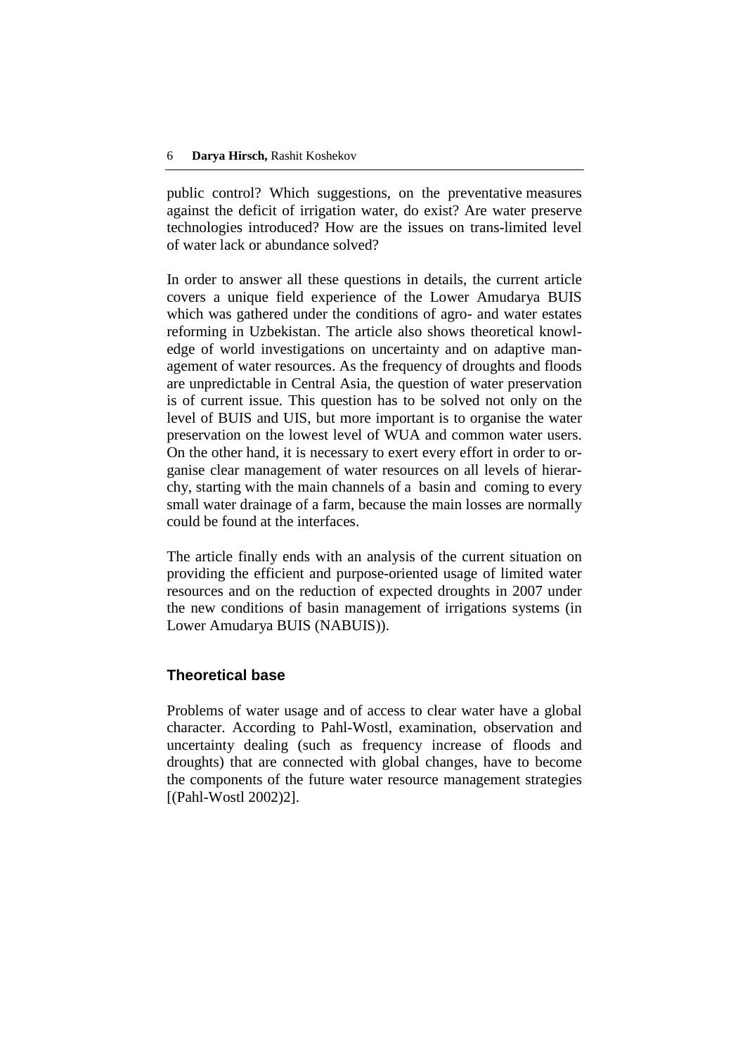public control? Which suggestions, on the preventative measures against the deficit of irrigation water, do exist? Are water preserve technologies introduced? How are the issues on trans-limited level of water lack or abundance solved?

In order to answer all these questions in details, the current article covers a unique field experience of the Lower Amudarya BUIS which was gathered under the conditions of agro- and water estates reforming in Uzbekistan. The article also shows theoretical knowledge of world investigations on uncertainty and on adaptive management of water resources. As the frequency of droughts and floods are unpredictable in Central Asia, the question of water preservation is of current issue. This question has to be solved not only on the level of BUIS and UIS, but more important is to organise the water preservation on the lowest level of WUA and common water users. On the other hand, it is necessary to exert every effort in order to organise clear management of water resources on all levels of hierarchy, starting with the main channels of a basin and coming to every small water drainage of a farm, because the main losses are normally could be found at the interfaces.

The article finally ends with an analysis of the current situation on providing the efficient and purpose-oriented usage of limited water resources and on the reduction of expected droughts in 2007 under the new conditions of basin management of irrigations systems (in Lower Amudarya BUIS (NABUIS)).

## Theoretical base

Problems of water usage and of access to clear water have a global character. According to Pahl-Wostl, examination, observation and uncertainty dealing (such as frequency increase of floods and droughts) that are connected with global changes, have to become the components of the future water resource management strategies [(Pahl-Wostl 2002)2].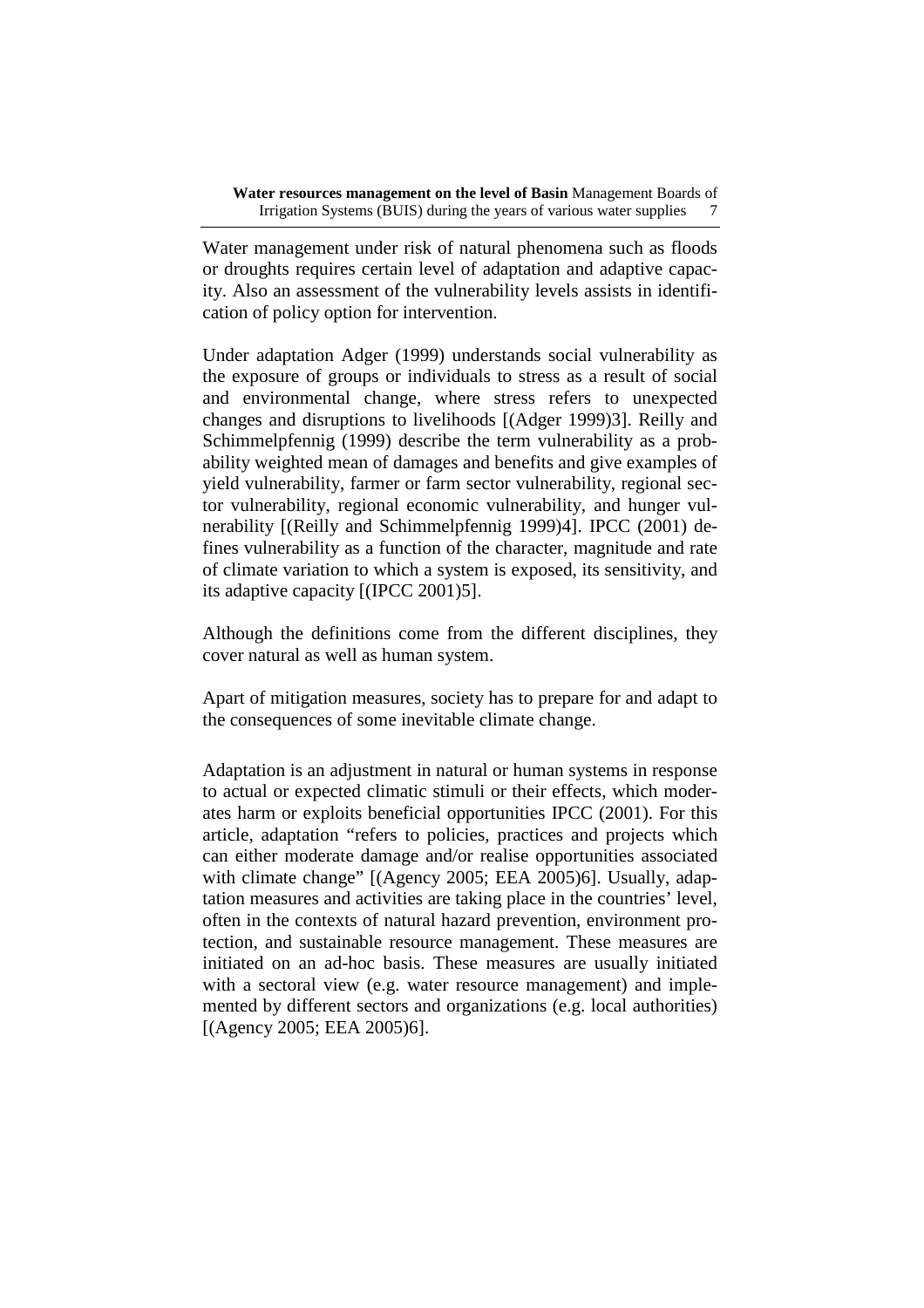Water management under risk of natural phenomena such as floods or droughts requires certain level of adaptation and adaptive capacity. Also an assessment of the vulnerability levels assists in identification of policy option for intervention.

Under adaptation Adger (1999) understands social vulnerability as the exposure of groups or individuals to stress as a result of social and environmental change, where stress refers to unexpected changes and disruptions to livelihoods [(Adger 1999)3]. Reilly and Schimmelpfennig (1999) describe the term vulnerability as a probability weighted mean of damages and benefits and give examples of yield vulnerability, farmer or farm sector vulnerability, regional sector vulnerability, regional economic vulnerability, and hunger vulnerability [(Reilly and Schimmelpfennig 1999)4]. IPCC (2001) defines vulnerability as a function of the character, magnitude and rate of climate variation to which a system is exposed, its sensitivity, and its adaptive capacity [(IPCC 2001)5].

Although the definitions come from the different disciplines, they cover natural as well as human system.

Apart of mitigation measures, society has to prepare for and adapt to the consequences of some inevitable climate change.

Adaptation is an adjustment in natural or human systems in response to actual or expected climatic stimuli or their effects, which moderates harm or exploits beneficial opportunities IPCC (2001). For this article, adaptation "refers to policies, practices and projects which can either moderate damage and/or realise opportunities associated with climate change" [(Agency 2005; EEA 2005)6]. Usually, adaptation measures and activities are taking place in the countries' level, often in the contexts of natural hazard prevention, environment protection, and sustainable resource management. These measures are initiated on an ad-hoc basis. These measures are usually initiated with a sectoral view (e.g. water resource management) and implemented by different sectors and organizations (e.g. local authorities) [(Agency 2005; EEA 2005)6].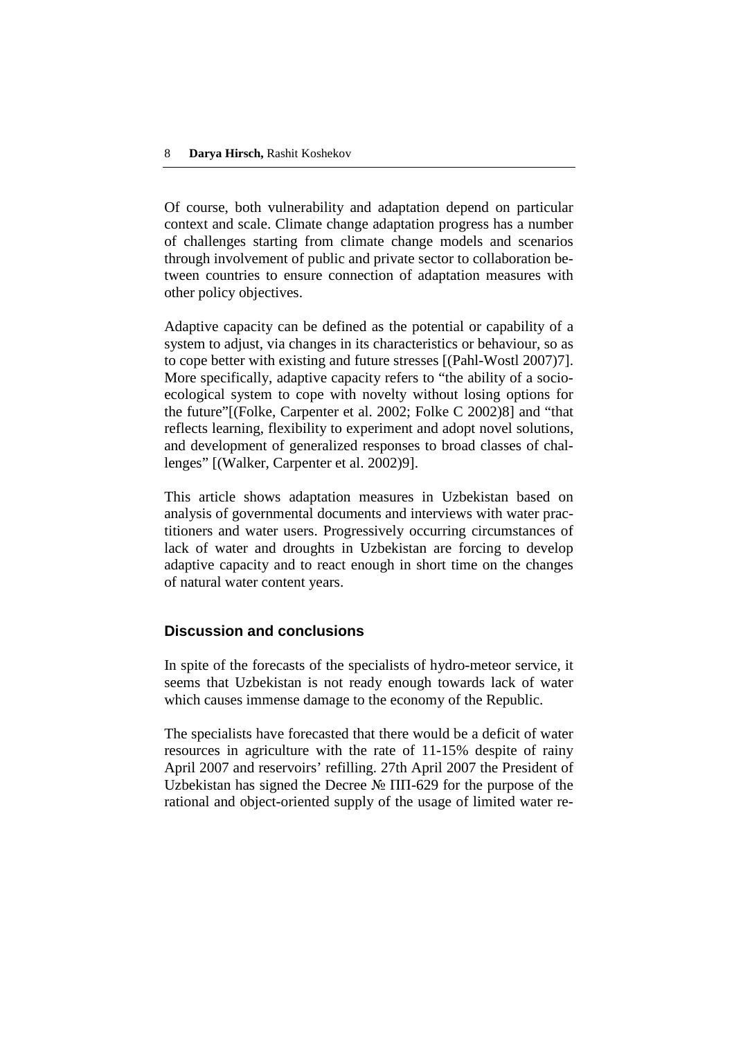Of course, both vulnerability and adaptation depend on particular context and scale. Climate change adaptation progress has a number of challenges starting from climate change models and scenarios through involvement of public and private sector to collaboration between countries to ensure connection of adaptation measures with other policy objectives.

Adaptive capacity can be defined as the potential or capability of a system to adjust, via changes in its characteristics or behaviour, so as to cope better with existing and future stresses [(Pahl-Wostl 2007)7]. More specifically, adaptive capacity refers to "the ability of a socio-ecological system to cope with novelty without losing options for the future"[(Folke, Carpenter et al. 2002; Folke C 2002)8] and "that reflects learning, flexibility to experiment and adopt novel solutions, and development of generalized responses to broad classes of challenges" [(Walker, Carpenter et al. 2002)9].

This article shows adaptation measures in Uzbekistan based on analysis of governmental documents and interviews with water practitioners and water users. Progressively occurring circumstances of lack of water and droughts in Uzbekistan are forcing to develop adaptive capacity and to react enough in short time on the changes of natural water content years.

## Discussion and conclusions

In spite of the forecasts of the specialists of hydro-meteor service, it seems that Uzbekistan is not ready enough towards lack of water which causes immense damage to the economy of the Republic.

The specialists have forecasted that there would be a deficit of water resources in agriculture with the rate of 11-15% despite of rainy April 2007 and reservoirs' refilling. 27th April 2007 the President of Uzbekistan has signed the Decree № ПП-629 for the purpose of the rational and object-oriented supply of the usage of limited water re-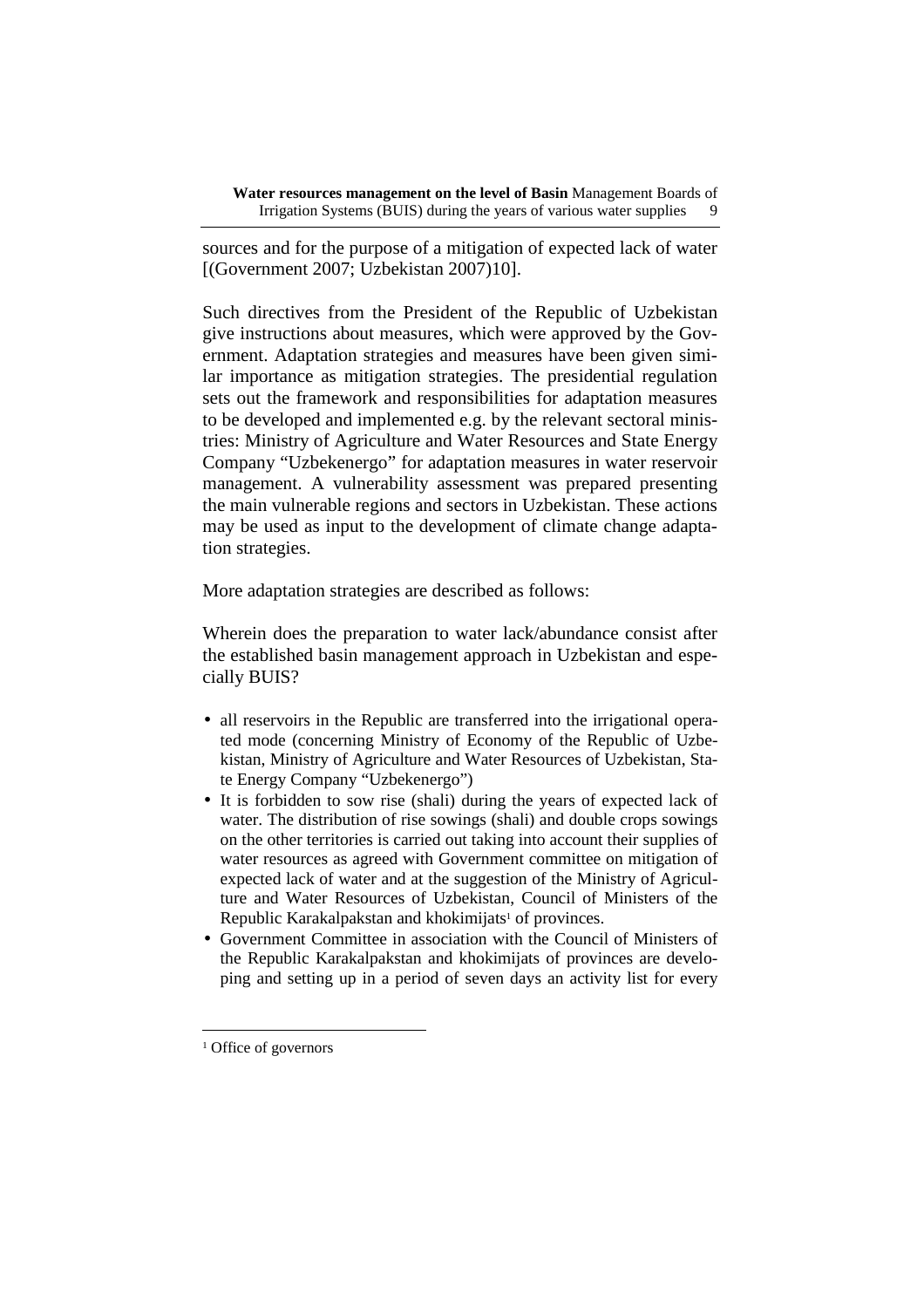sources and for the purpose of a mitigation of expected lack of water [(Government 2007; Uzbekistan 2007)10].

Such directives from the President of the Republic of Uzbekistan give instructions about measures, which were approved by the Government. Adaptation strategies and measures have been given similar importance as mitigation strategies. The presidential regulation sets out the framework and responsibilities for adaptation measures to be developed and implemented e.g. by the relevant sectoral ministries: Ministry of Agriculture and Water Resources and State Energy Company "Uzbekenergo" for adaptation measures in water reservoir management. A vulnerability assessment was prepared presenting the main vulnerable regions and sectors in Uzbekistan. These actions may be used as input to the development of climate change adaptation strategies.

More adaptation strategies are described as follows:

Wherein does the preparation to water lack/abundance consist after the established basin management approach in Uzbekistan and especially BUIS?

- all reservoirs in the Republic are transferred into the irrigational operated mode (concerning Ministry of Economy of the Republic of Uzbekistan, Ministry of Agriculture and Water Resources of Uzbekistan, State Energy Company "Uzbekenergo")
- It is forbidden to sow rise (shali) during the years of expected lack of water. The distribution of rise sowings (shali) and double crops sowings on the other territories is carried out taking into account their supplies of water resources as agreed with Government committee on mitigation of expected lack of water and at the suggestion of the Ministry of Agriculture and Water Resources of Uzbekistan, Council of Ministers of the Republic Karakalpakstan and khokimijats[1] of provinces.
- Government Committee in association with the Council of Ministers of the Republic Karakalpakstan and khokimijats of provinces are developing and setting up in a period of seven days an activity list for every

[1] Office of governors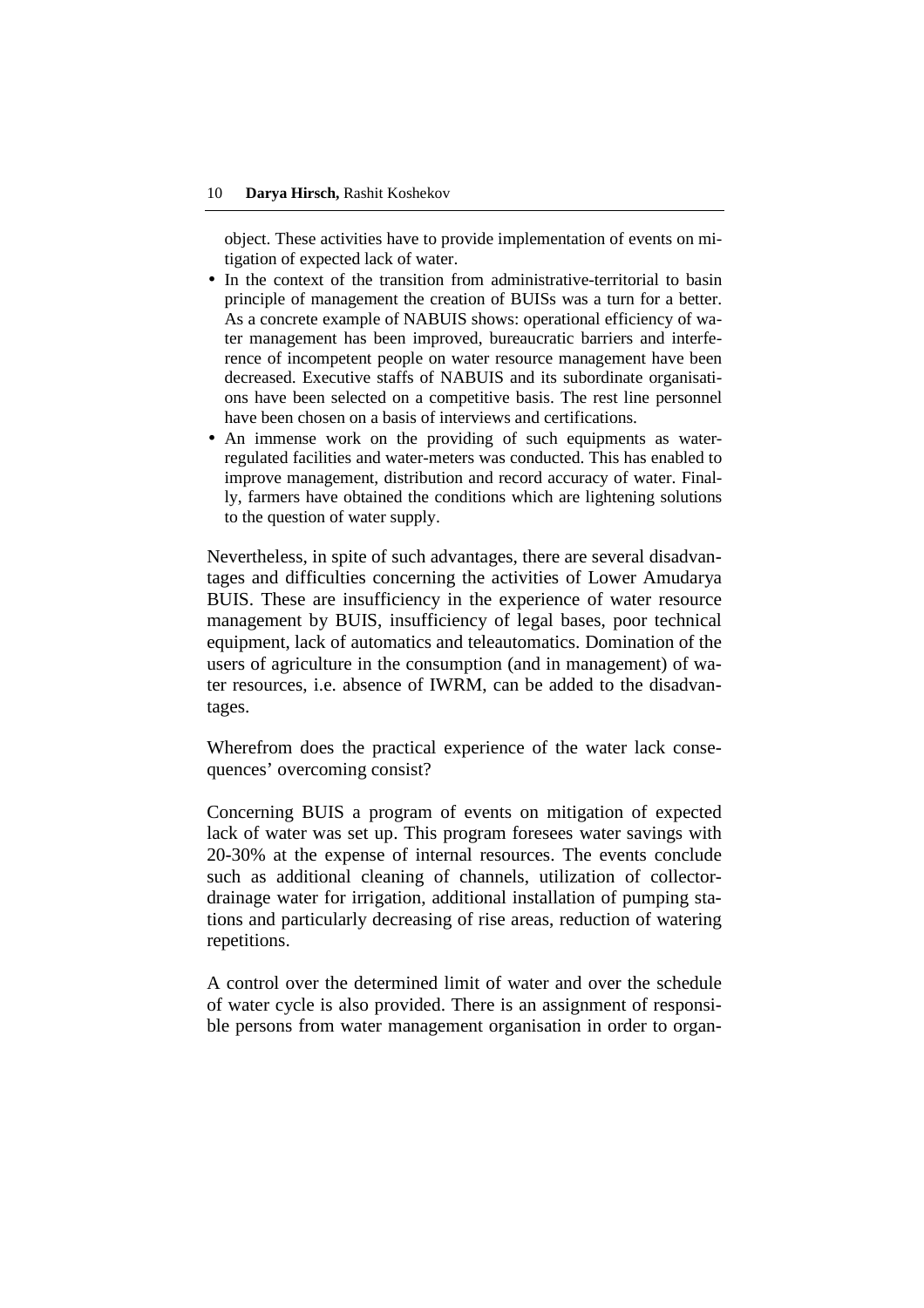object. These activities have to provide implementation of events on mitigation of expected lack of water.

- In the context of the transition from administrative-territorial to basin principle of management the creation of BUISs was a turn for a better. As a concrete example of NABUIS shows: operational efficiency of water management has been improved, bureaucratic barriers and interference of incompetent people on water resource management have been decreased. Executive staffs of NABUIS and its subordinate organisations have been selected on a competitive basis. The rest line personnel have been chosen on a basis of interviews and certifications.
- An immense work on the providing of such equipments as water-regulated facilities and water-meters was conducted. This has enabled to improve management, distribution and record accuracy of water. Finally, farmers have obtained the conditions which are lightening solutions to the question of water supply.

Nevertheless, in spite of such advantages, there are several disadvantages and difficulties concerning the activities of Lower Amudarya BUIS. These are insufficiency in the experience of water resource management by BUIS, insufficiency of legal bases, poor technical equipment, lack of automatics and teleautomatics. Domination of the users of agriculture in the consumption (and in management) of water resources, i.e. absence of IWRM, can be added to the disadvantages.

Wherefrom does the practical experience of the water lack consequences' overcoming consist?

Concerning BUIS a program of events on mitigation of expected lack of water was set up. This program foresees water savings with 20-30% at the expense of internal resources. The events conclude such as additional cleaning of channels, utilization of collector-drainage water for irrigation, additional installation of pumping stations and particularly decreasing of rise areas, reduction of watering repetitions.

A control over the determined limit of water and over the schedule of water cycle is also provided. There is an assignment of responsible persons from water management organisation in order to organ-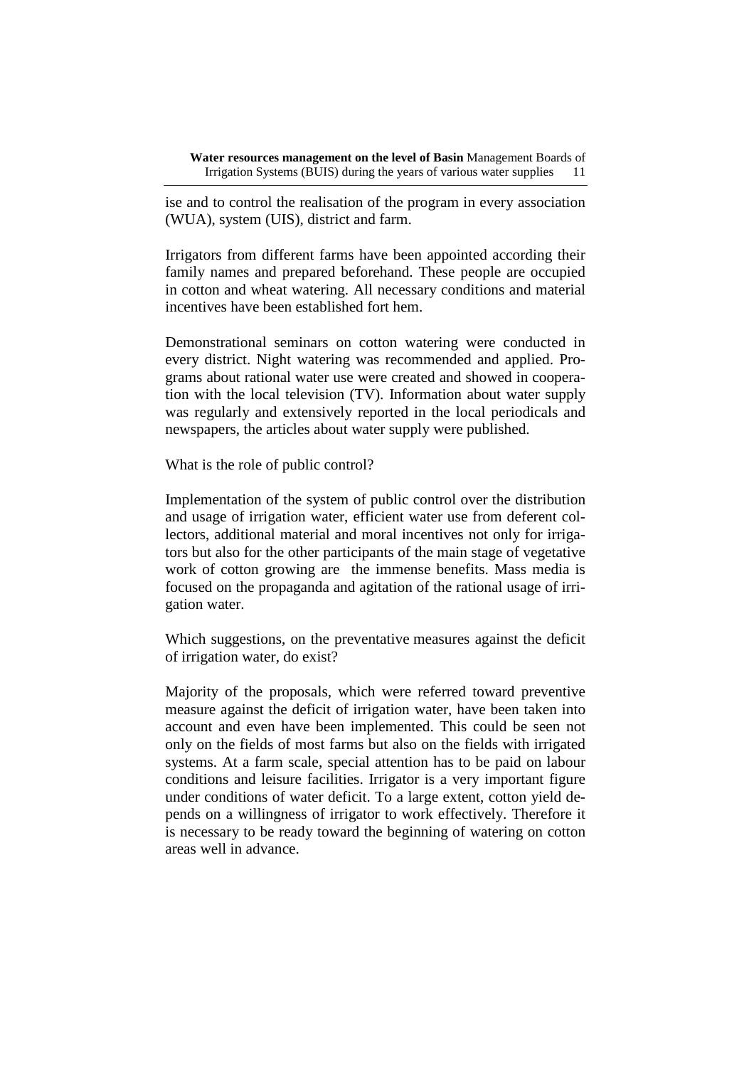ise and to control the realisation of the program in every association (WUA), system (UIS), district and farm.

Irrigators from different farms have been appointed according their family names and prepared beforehand. These people are occupied in cotton and wheat watering. All necessary conditions and material incentives have been established fort hem.

Demonstrational seminars on cotton watering were conducted in every district. Night watering was recommended and applied. Programs about rational water use were created and showed in cooperation with the local television (TV). Information about water supply was regularly and extensively reported in the local periodicals and newspapers, the articles about water supply were published.

What is the role of public control?

Implementation of the system of public control over the distribution and usage of irrigation water, efficient water use from deferent collectors, additional material and moral incentives not only for irrigators but also for the other participants of the main stage of vegetative work of cotton growing are the immense benefits. Mass media is focused on the propaganda and agitation of the rational usage of irrigation water.

Which suggestions, on the preventative measures against the deficit of irrigation water, do exist?

Majority of the proposals, which were referred toward preventive measure against the deficit of irrigation water, have been taken into account and even have been implemented. This could be seen not only on the fields of most farms but also on the fields with irrigated systems. At a farm scale, special attention has to be paid on labour conditions and leisure facilities. Irrigator is a very important figure under conditions of water deficit. To a large extent, cotton yield depends on a willingness of irrigator to work effectively. Therefore it is necessary to be ready toward the beginning of watering on cotton areas well in advance.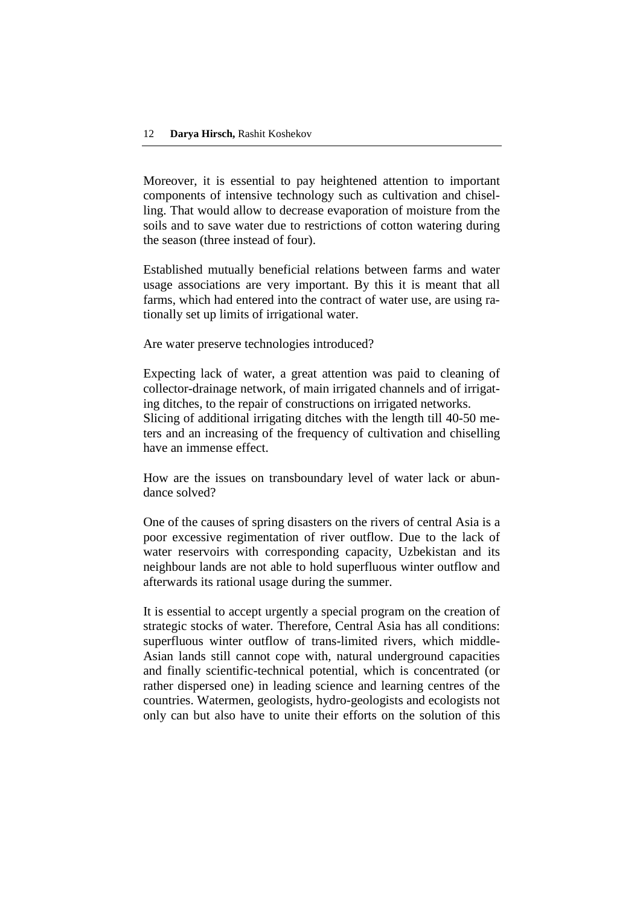Moreover, it is essential to pay heightened attention to important components of intensive technology such as cultivation and chiselling. That would allow to decrease evaporation of moisture from the soils and to save water due to restrictions of cotton watering during the season (three instead of four).

Established mutually beneficial relations between farms and water usage associations are very important. By this it is meant that all farms, which had entered into the contract of water use, are using rationally set up limits of irrigational water.

Are water preserve technologies introduced?

Expecting lack of water, a great attention was paid to cleaning of collector-drainage network, of main irrigated channels and of irrigating ditches, to the repair of constructions on irrigated networks.
Slicing of additional irrigating ditches with the length till 40-50 meters and an increasing of the frequency of cultivation and chiselling have an immense effect.

How are the issues on transboundary level of water lack or abundance solved?

One of the causes of spring disasters on the rivers of central Asia is a poor excessive regimentation of river outflow. Due to the lack of water reservoirs with corresponding capacity, Uzbekistan and its neighbour lands are not able to hold superfluous winter outflow and afterwards its rational usage during the summer.

It is essential to accept urgently a special program on the creation of strategic stocks of water. Therefore, Central Asia has all conditions: superfluous winter outflow of trans-limited rivers, which middle-Asian lands still cannot cope with, natural underground capacities and finally scientific-technical potential, which is concentrated (or rather dispersed one) in leading science and learning centres of the countries. Watermen, geologists, hydro-geologists and ecologists not only can but also have to unite their efforts on the solution of this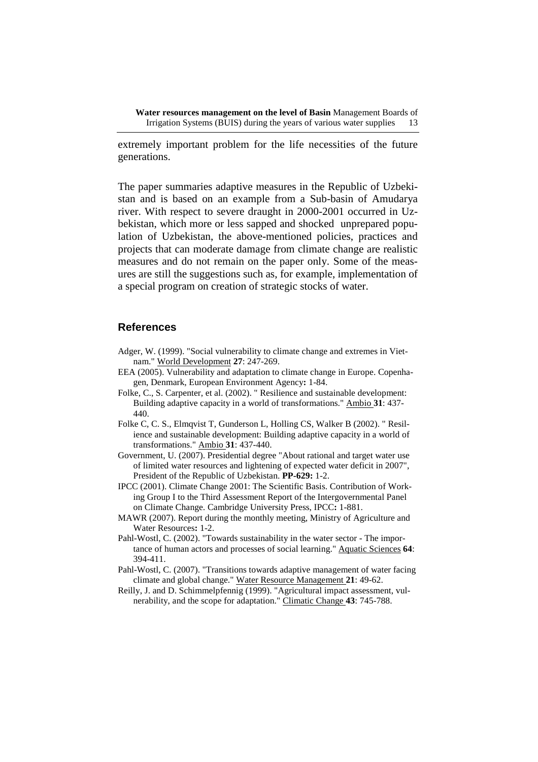extremely important problem for the life necessities of the future generations.

The paper summaries adaptive measures in the Republic of Uzbekistan and is based on an example from a Sub-basin of Amudarya river. With respect to severe draught in 2000-2001 occurred in Uzbekistan, which more or less sapped and shocked unprepared population of Uzbekistan, the above-mentioned policies, practices and projects that can moderate damage from climate change are realistic measures and do not remain on the paper only. Some of the measures are still the suggestions such as, for example, implementation of a special program on creation of strategic stocks of water.

## References

Adger, W. (1999). "Social vulnerability to climate change and extremes in Vietnam." World Development **27**: 247-269.

EEA (2005). Vulnerability and adaptation to climate change in Europe. Copenhagen, Denmark, European Environment Agency**:** 1-84.

Folke, C., S. Carpenter, et al. (2002). " Resilience and sustainable development: Building adaptive capacity in a world of transformations." Ambio **31**: 437-440.

Folke C, C. S., Elmqvist T, Gunderson L, Holling CS, Walker B (2002). " Resilience and sustainable development: Building adaptive capacity in a world of transformations." Ambio **31**: 437-440.

Government, U. (2007). Presidential degree "About rational and target water use of limited water resources and lightening of expected water deficit in 2007", President of the Republic of Uzbekistan. **PP-629:** 1-2.

IPCC (2001). Climate Change 2001: The Scientific Basis. Contribution of Working Group I to the Third Assessment Report of the Intergovernmental Panel on Climate Change. Cambridge University Press, IPCC**:** 1-881.

MAWR (2007). Report during the monthly meeting, Ministry of Agriculture and Water Resources**:** 1-2.

Pahl-Wostl, C. (2002). "Towards sustainability in the water sector - The importance of human actors and processes of social learning." Aquatic Sciences **64**: 394-411.

Pahl-Wostl, C. (2007). "Transitions towards adaptive management of water facing climate and global change." Water Resource Management **21**: 49-62.

Reilly, J. and D. Schimmelpfennig (1999). "Agricultural impact assessment, vulnerability, and the scope for adaptation." Climatic Change **43**: 745-788.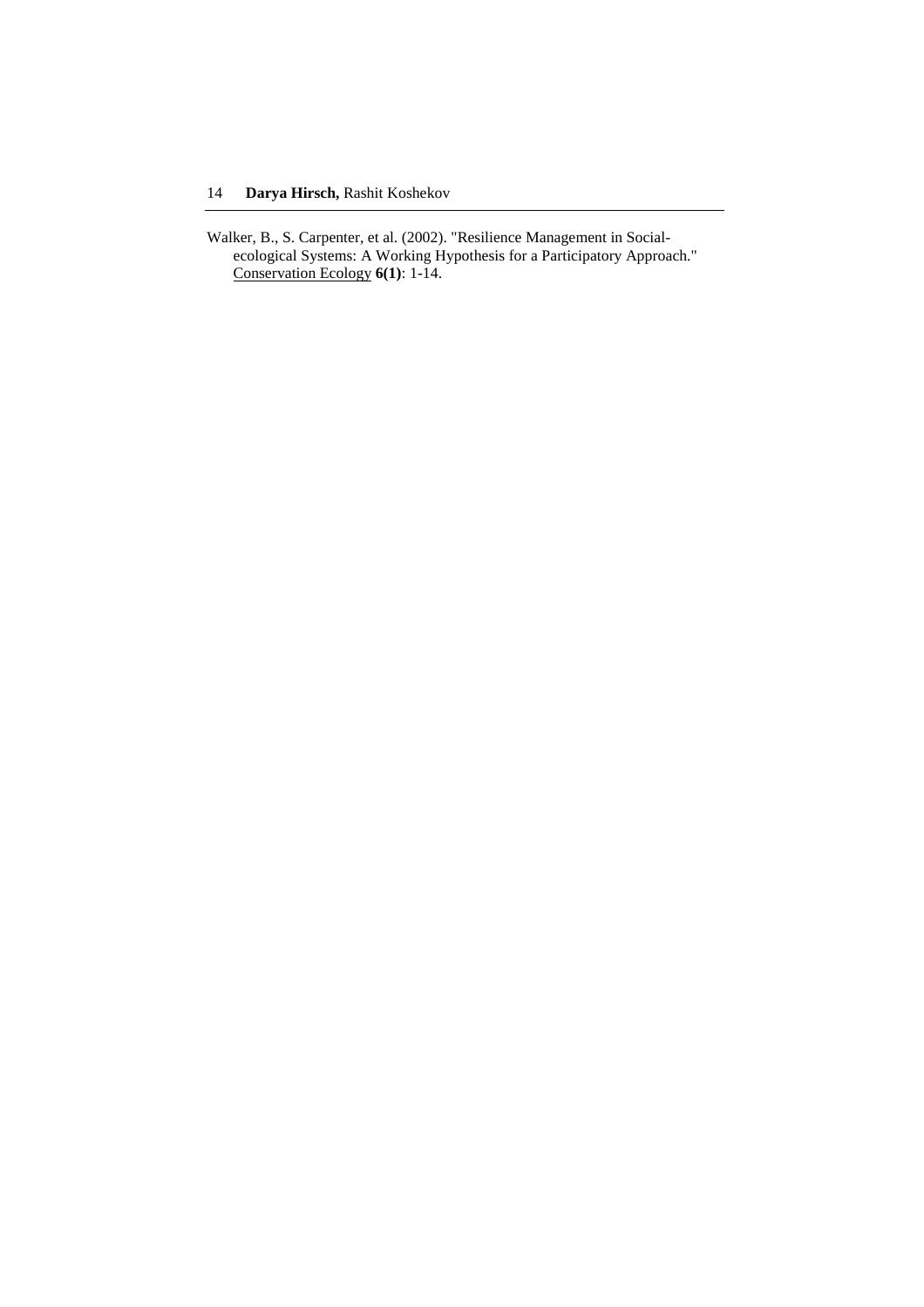Walker, B., S. Carpenter, et al. (2002). "Resilience Management in Social-ecological Systems: A Working Hypothesis for a Participatory Approach." Conservation Ecology **6(1)**: 1-14.